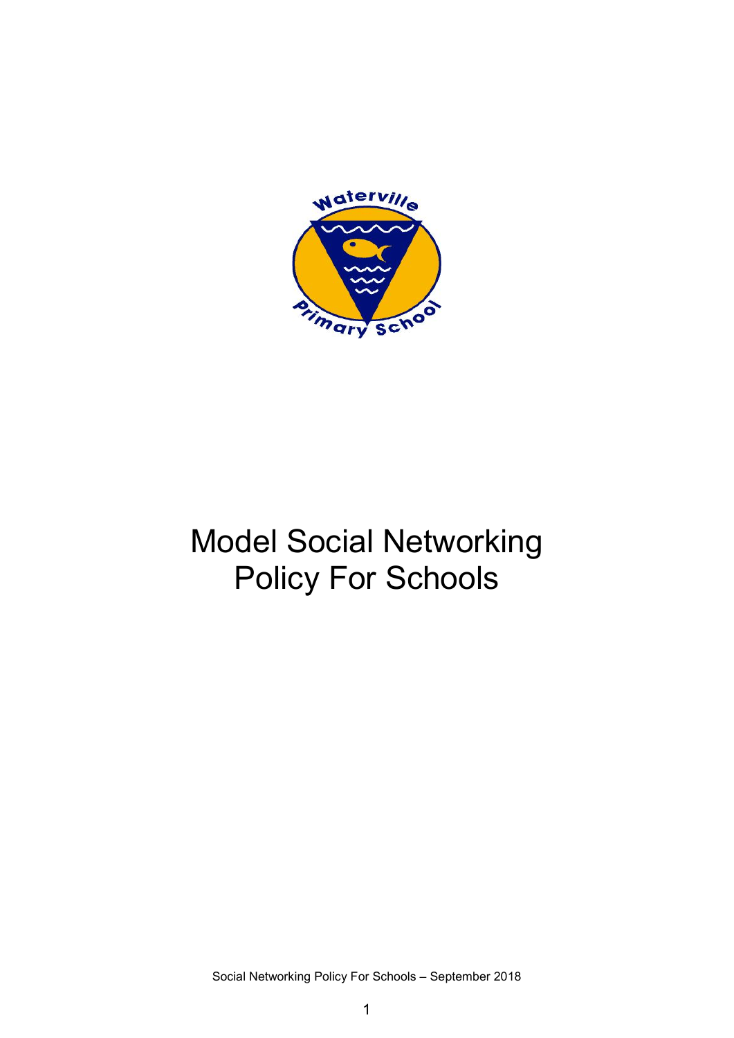# Model Social Networking Policy For Schools

Social Networking Policy For Schools – September 2018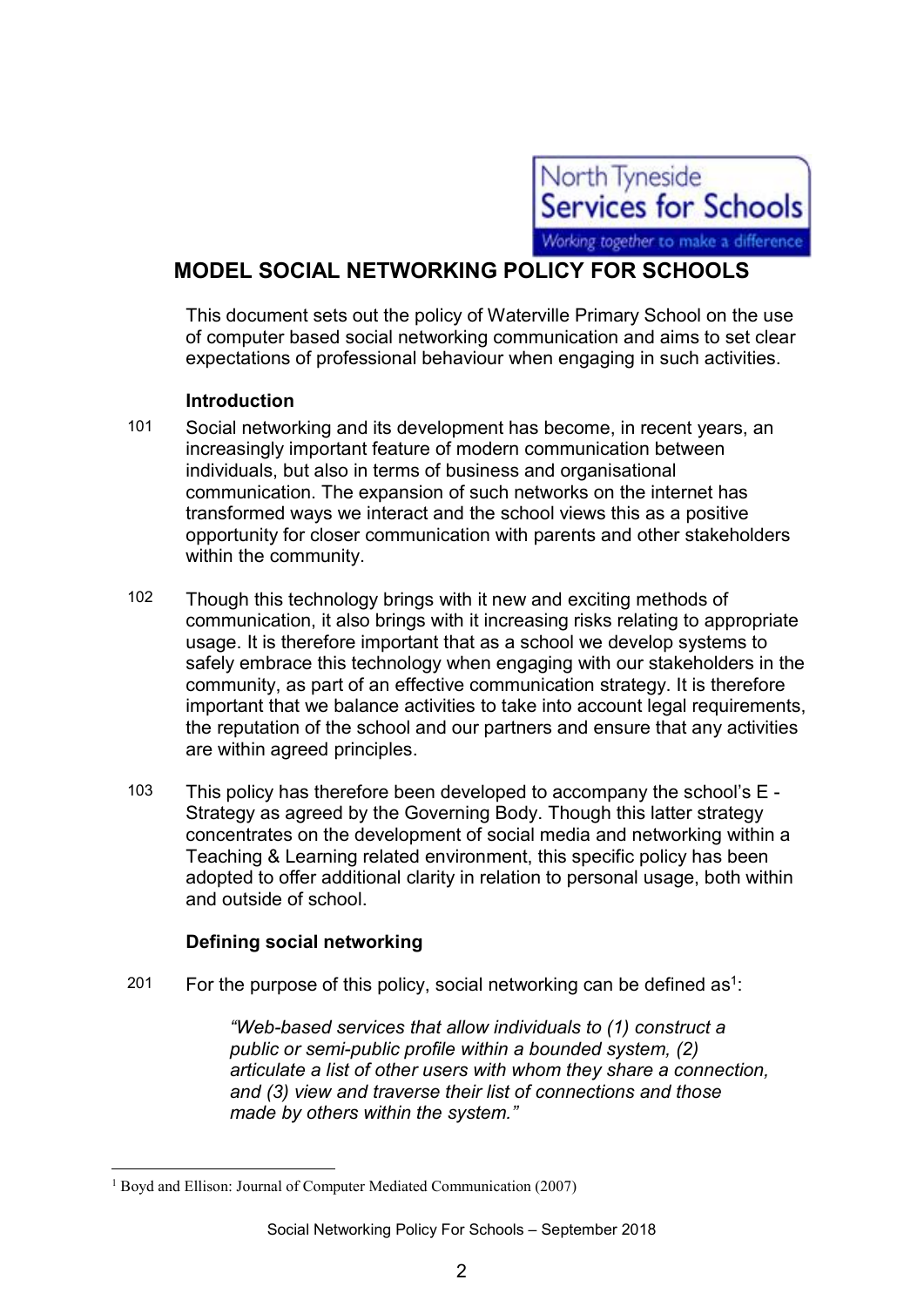# MODEL SOCIAL NETWORKING POLICY FOR SCHOOLS

This document sets out the policy of Waterville Primary School on the use of computer based social networking communication and aims to set clear expectations of professional behaviour when engaging in such activities.

## Introduction

101 Social networking and its development has become, in recent years, an increasingly important feature of modern communication between individuals, but also in terms of business and organisational communication. The expansion of such networks on the internet has transformed ways we interact and the school views this as a positive opportunity for closer communication with parents and other stakeholders within the community.

102 Though this technology brings with it new and exciting methods of communication, it also brings with it increasing risks relating to appropriate usage. It is therefore important that as a school we develop systems to safely embrace this technology when engaging with our stakeholders in the community, as part of an effective communication strategy. It is therefore important that we balance activities to take into account legal requirements, the reputation of the school and our partners and ensure that any activities are within agreed principles.

103 This policy has therefore been developed to accompany the school's E - Strategy as agreed by the Governing Body. Though this latter strategy concentrates on the development of social media and networking within a Teaching & Learning related environment, this specific policy has been adopted to offer additional clarity in relation to personal usage, both within and outside of school.

## Defining social networking

201 For the purpose of this policy, social networking can be defined as[1]:

> *"Web-based services that allow individuals to (1) construct a public or semi-public profile within a bounded system, (2) articulate a list of other users with whom they share a connection, and (3) view and traverse their list of connections and those made by others within the system."*

[1] Boyd and Ellison: Journal of Computer Mediated Communication (2007)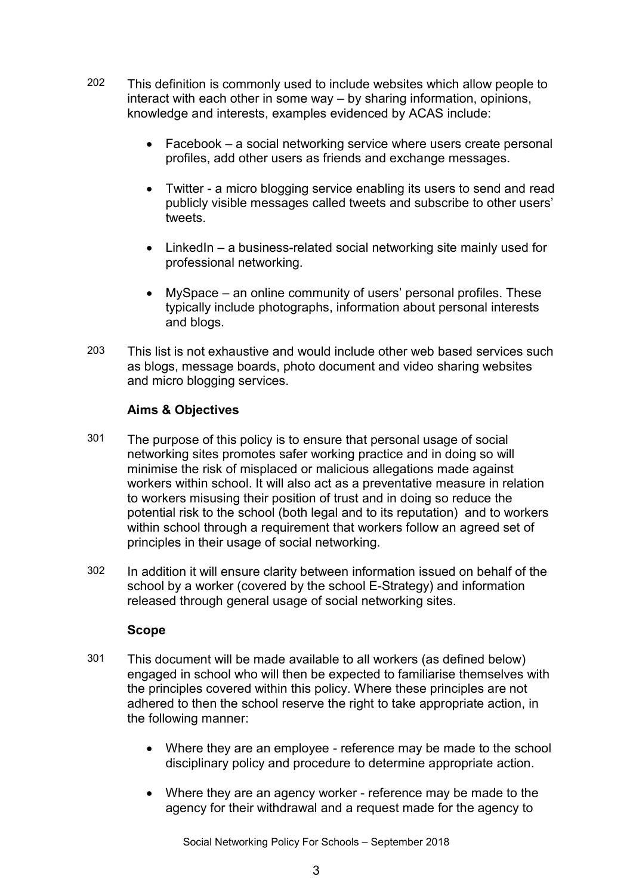202 This definition is commonly used to include websites which allow people to interact with each other in some way – by sharing information, opinions, knowledge and interests, examples evidenced by ACAS include:

- Facebook – a social networking service where users create personal profiles, add other users as friends and exchange messages.
- Twitter - a micro blogging service enabling its users to send and read publicly visible messages called tweets and subscribe to other users' tweets.
- LinkedIn – a business-related social networking site mainly used for professional networking.
- MySpace – an online community of users' personal profiles. These typically include photographs, information about personal interests and blogs.

203 This list is not exhaustive and would include other web based services such as blogs, message boards, photo document and video sharing websites and micro blogging services.

**Aims & Objectives**

301 The purpose of this policy is to ensure that personal usage of social networking sites promotes safer working practice and in doing so will minimise the risk of misplaced or malicious allegations made against workers within school. It will also act as a preventative measure in relation to workers misusing their position of trust and in doing so reduce the potential risk to the school (both legal and to its reputation) and to workers within school through a requirement that workers follow an agreed set of principles in their usage of social networking.

302 In addition it will ensure clarity between information issued on behalf of the school by a worker (covered by the school E-Strategy) and information released through general usage of social networking sites.

**Scope**

301 This document will be made available to all workers (as defined below) engaged in school who will then be expected to familiarise themselves with the principles covered within this policy. Where these principles are not adhered to then the school reserve the right to take appropriate action, in the following manner:

- Where they are an employee - reference may be made to the school disciplinary policy and procedure to determine appropriate action.
- Where they are an agency worker - reference may be made to the agency for their withdrawal and a request made for the agency to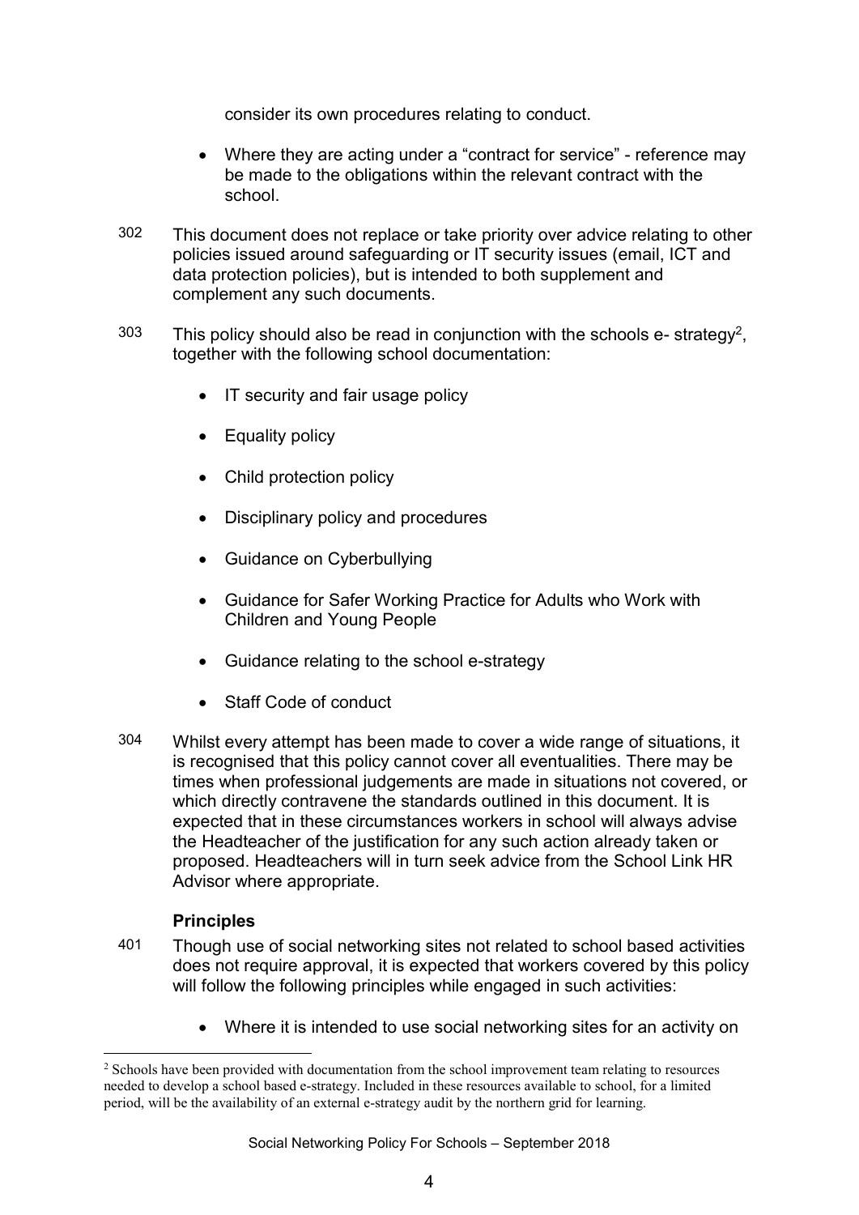consider its own procedures relating to conduct.

- Where they are acting under a "contract for service" - reference may be made to the obligations within the relevant contract with the school.

302 This document does not replace or take priority over advice relating to other policies issued around safeguarding or IT security issues (email, ICT and data protection policies), but is intended to both supplement and complement any such documents.

303 This policy should also be read in conjunction with the schools e- strategy[2], together with the following school documentation:

- IT security and fair usage policy
- Equality policy
- Child protection policy
- Disciplinary policy and procedures
- Guidance on Cyberbullying
- Guidance for Safer Working Practice for Adults who Work with Children and Young People
- Guidance relating to the school e-strategy
- Staff Code of conduct

304 Whilst every attempt has been made to cover a wide range of situations, it is recognised that this policy cannot cover all eventualities. There may be times when professional judgements are made in situations not covered, or which directly contravene the standards outlined in this document. It is expected that in these circumstances workers in school will always advise the Headteacher of the justification for any such action already taken or proposed. Headteachers will in turn seek advice from the School Link HR Advisor where appropriate.

### Principles

401 Though use of social networking sites not related to school based activities does not require approval, it is expected that workers covered by this policy will follow the following principles while engaged in such activities:

- Where it is intended to use social networking sites for an activity on

[2] Schools have been provided with documentation from the school improvement team relating to resources needed to develop a school based e-strategy. Included in these resources available to school, for a limited period, will be the availability of an external e-strategy audit by the northern grid for learning.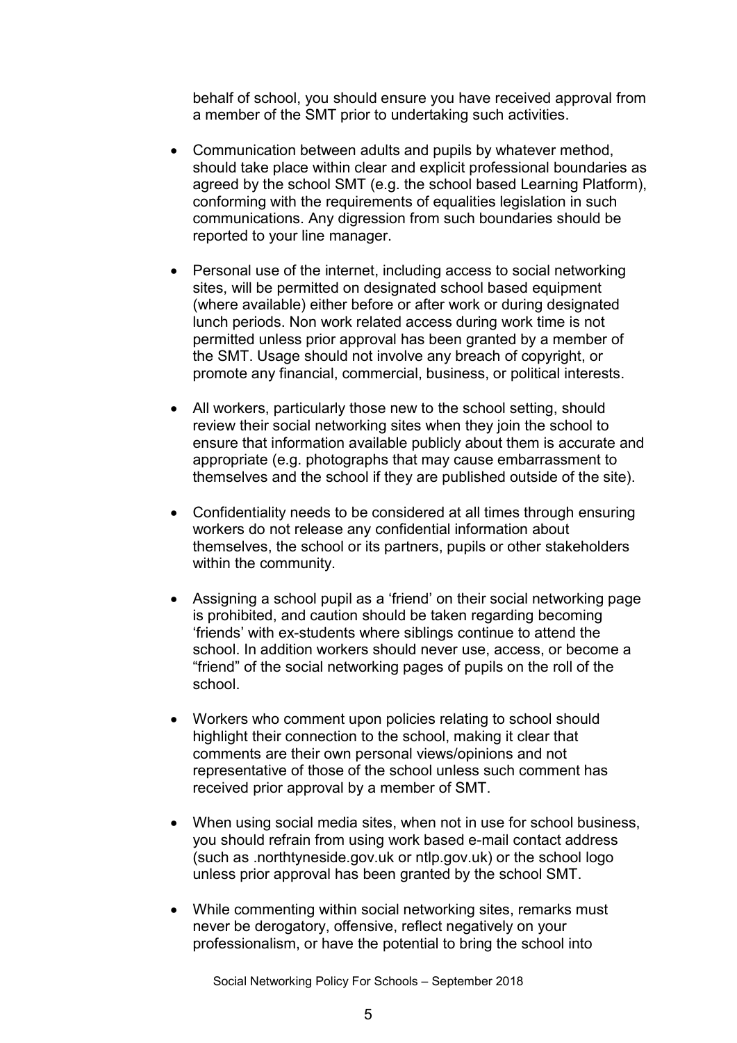behalf of school, you should ensure you have received approval from a member of the SMT prior to undertaking such activities.

- Communication between adults and pupils by whatever method, should take place within clear and explicit professional boundaries as agreed by the school SMT (e.g. the school based Learning Platform), conforming with the requirements of equalities legislation in such communications. Any digression from such boundaries should be reported to your line manager.

- Personal use of the internet, including access to social networking sites, will be permitted on designated school based equipment (where available) either before or after work or during designated lunch periods. Non work related access during work time is not permitted unless prior approval has been granted by a member of the SMT. Usage should not involve any breach of copyright, or promote any financial, commercial, business, or political interests.

- All workers, particularly those new to the school setting, should review their social networking sites when they join the school to ensure that information available publicly about them is accurate and appropriate (e.g. photographs that may cause embarrassment to themselves and the school if they are published outside of the site).

- Confidentiality needs to be considered at all times through ensuring workers do not release any confidential information about themselves, the school or its partners, pupils or other stakeholders within the community.

- Assigning a school pupil as a 'friend' on their social networking page is prohibited, and caution should be taken regarding becoming 'friends' with ex-students where siblings continue to attend the school. In addition workers should never use, access, or become a "friend" of the social networking pages of pupils on the roll of the school.

- Workers who comment upon policies relating to school should highlight their connection to the school, making it clear that comments are their own personal views/opinions and not representative of those of the school unless such comment has received prior approval by a member of SMT.

- When using social media sites, when not in use for school business, you should refrain from using work based e-mail contact address (such as .northtyneside.gov.uk or ntlp.gov.uk) or the school logo unless prior approval has been granted by the school SMT.

- While commenting within social networking sites, remarks must never be derogatory, offensive, reflect negatively on your professionalism, or have the potential to bring the school into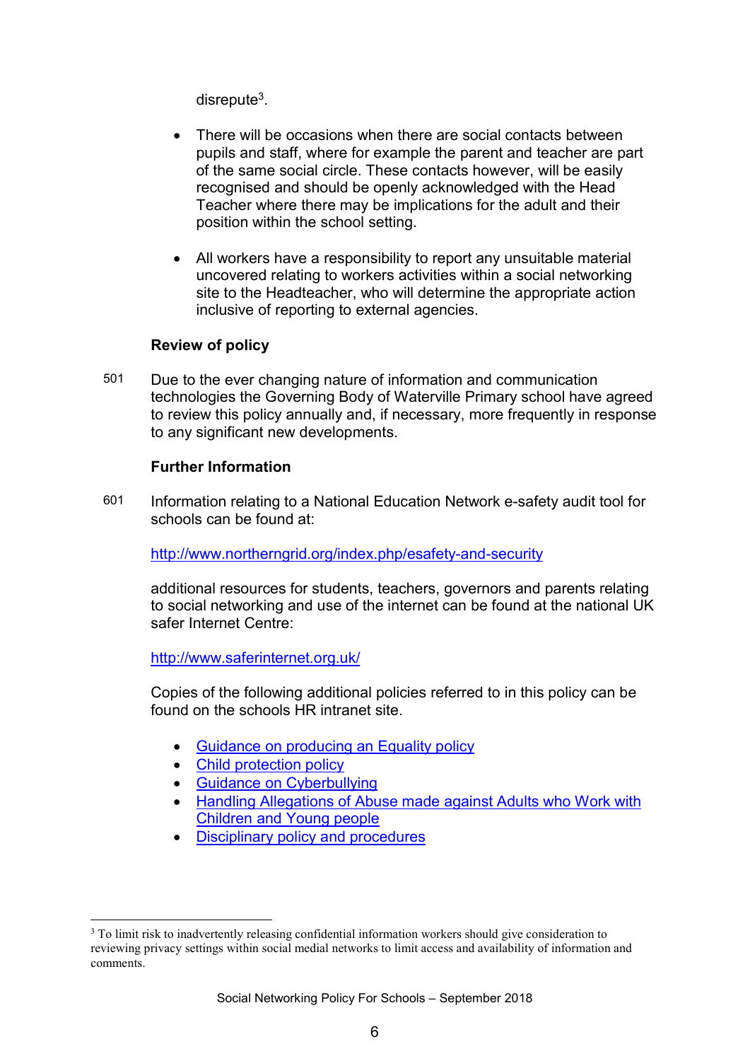disrepute[3].

- There will be occasions when there are social contacts between pupils and staff, where for example the parent and teacher are part of the same social circle. These contacts however, will be easily recognised and should be openly acknowledged with the Head Teacher where there may be implications for the adult and their position within the school setting.

- All workers have a responsibility to report any unsuitable material uncovered relating to workers activities within a social networking site to the Headteacher, who will determine the appropriate action inclusive of reporting to external agencies.

**Review of policy**

501 Due to the ever changing nature of information and communication technologies the Governing Body of Waterville Primary school have agreed to review this policy annually and, if necessary, more frequently in response to any significant new developments.

**Further Information**

601 Information relating to a National Education Network e-safety audit tool for schools can be found at:

[http://www.northerngrid.org/index.php/esafety-and-security](http://www.northerngrid.org/index.php/esafety-and-security)

additional resources for students, teachers, governors and parents relating to social networking and use of the internet can be found at the national UK safer Internet Centre:

[http://www.saferinternet.org.uk/](http://www.saferinternet.org.uk/)

Copies of the following additional policies referred to in this policy can be found on the schools HR intranet site.

- Guidance on producing an Equality policy
- Child protection policy
- Guidance on Cyberbullying
- Handling Allegations of Abuse made against Adults who Work with Children and Young people
- Disciplinary policy and procedures

[3] To limit risk to inadvertently releasing confidential information workers should give consideration to reviewing privacy settings within social medial networks to limit access and availability of information and comments.